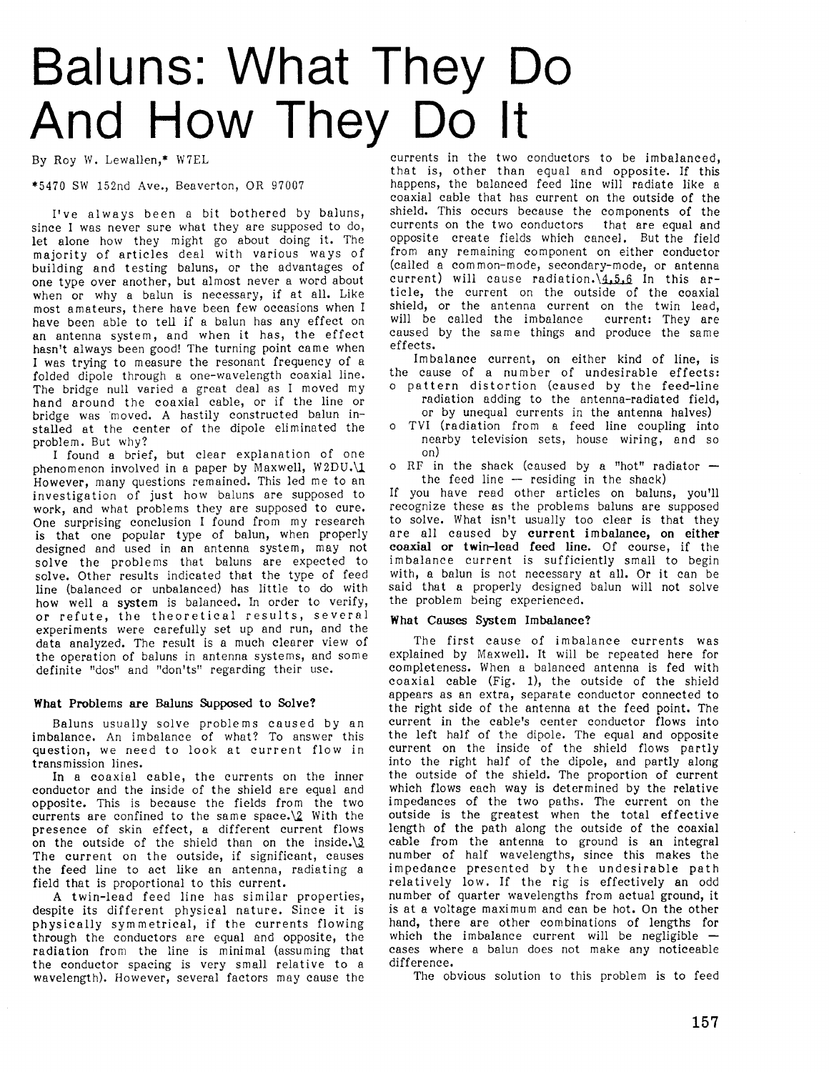# Baluns: What They Do And How They Do It

By Roy W. Lewallen,* W7EL

*5470 SW 152nd Ave., Beaverton, OR 97007

I've always been a bit bothered by baluns, since I was never sure what they are supposed to do, let alone how they might go about doing it. The majority of articles deal with various ways of building and testing baluns, or the advantages of one type over another, but almost never a word about when or why a balun is necessary, if at all. Like most amateurs, there have been few occasions when I have been able to tell if a balun has any effect on an antenna system, and when it has, the effect hasn't always been good! The turning point came when I was trying to measure the resonant frequency of a folded dipole through a one-wavelength coaxial line. The bridge null varied a great deal as I moved my hand around the coaxial cable, or if the line or bridge was moved. A hastily constructed balun installed at the center of the dipole eliminated the problem. But why?

I found a brief, but clear explanation of one phenomenon involved in a paper by Maxwell, W2DU.[1] However, many questions remained. This led me to an investigation of just how baluns are supposed to work, and what problems they are supposed to cure. One surprising conclusion I found from my research is that one popular type of balun, when properly designed and used in an antenna system, may not solve the problems that baluns are expected to solve. Other results indicated that the type of feed line (balanced or unbalanced) has little to do with how well a system is balanced. In order to verify, or refute, the theoretical results, several experiments were carefully set up and run, and the data analyzed. The result is a much clearer view of the operation of baluns in antenna systems, and some definite "dos" and "don'ts" regarding their use.

### What Problems are Baluns Supposed to Solve?

Baluns usually solve problems caused by an imbalance. An imbalance of what? To answer this question, we need to look at current flow in transmission lines.

In a coaxial cable, the currents on the inner conductor and the inside of the shield are equal and opposite. This is because the fields from the two currents are confined to the same space.[2] With the presence of skin effect, a different current flows on the outside of the shield than on the inside.[3] The current on the outside, if significant, causes the feed line to act like an antenna, radiating a field that is proportional to this current.

A twin-lead feed line has similar properties, despite its different physical nature. Since it is physically symmetrical, if the currents flowing through the conductors are equal and opposite, the radiation from the line is minimal (assuming that the conductor spacing is very small relative to a wavelength). However, several factors may cause the currents in the two conductors to be imbalanced, that is, other than equal and opposite. If this happens, the balanced feed line will radiate like a coaxial cable that has current on the outside of the shield. This occurs because the components of the currents on the two conductors that are equal and opposite create fields which cancel. But the field from any remaining component on either conductor (called a common-mode, secondary-mode, or antenna current) will cause radiation.[4,5,6] In this article, the current on the outside of the coaxial shield, or the antenna current on the twin lead, will be called the imbalance current: They are caused by the same things and produce the same effects.

Imbalance current, on either kind of line, is the cause of a number of undesirable effects:

- pattern distortion (caused by the feed-line radiation adding to the antenna-radiated field, or by unequal currents in the antenna halves)
- TVI (radiation from a feed line coupling into nearby television sets, house wiring, and so on)
- RF in the shack (caused by a "hot" radiator — the feed line — residing in the shack)

If you have read other articles on baluns, you'll recognize these as the problems baluns are supposed to solve. What isn't usually too clear is that they are all caused by **current imbalance, on either coaxial or twin-lead feed line.** Of course, if the imbalance current is sufficiently small to begin with, a balun is not necessary at all. Or it can be said that a properly designed balun will not solve the problem being experienced.

### What Causes System Imbalance?

The first cause of imbalance currents was explained by Maxwell. It will be repeated here for completeness. When a balanced antenna is fed with coaxial cable (Fig. 1), the outside of the shield appears as an extra, separate conductor connected to the right side of the antenna at the feed point. The current in the cable's center conductor flows into the left half of the dipole. The equal and opposite current on the inside of the shield flows partly into the right half of the dipole, and partly along the outside of the shield. The proportion of current which flows each way is determined by the relative impedances of the two paths. The current on the outside is the greatest when the total effective length of the path along the outside of the coaxial cable from the antenna to ground is an integral number of half wavelengths, since this makes the impedance presented by the undesirable path relatively low. If the rig is effectively an odd number of quarter wavelengths from actual ground, it is at a voltage maximum and can be hot. On the other hand, there are other combinations of lengths for which the imbalance current will be negligible — cases where a balun does not make any noticeable difference.

The obvious solution to this problem is to feed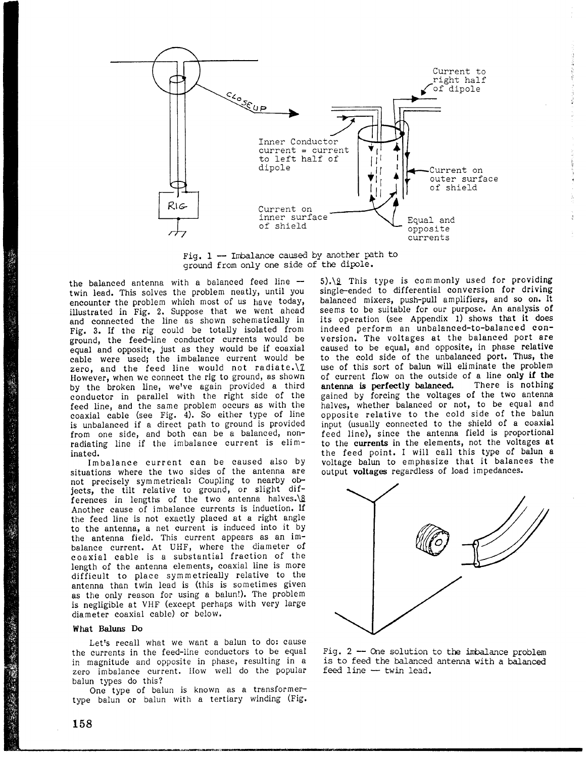Fig. 1 — Imbalance caused by another path to ground from only one side of the dipole.

the balanced antenna with a balanced feed line — twin lead. This solves the problem neatly, until you encounter the problem which most of us have today, illustrated in Fig. 2. Suppose that we went ahead and connected the line as shown schematically in Fig. 3. If the rig could be totally isolated from ground, the feed-line conductor currents would be equal and opposite, just as they would be if coaxial cable were used; the imbalance current would be zero, and the feed line would not radiate.\7 However, when we connect the rig to ground, as shown by the broken line, we've again provided a third conductor in parallel with the right side of the feed line, and the same problem occurs as with the coaxial cable (see Fig. 4). So either type of line is unbalanced if a direct path to ground is provided from one side, and both can be a balanced, non-radiating line if the imbalance current is eliminated.

Imbalance current can be caused also by situations where the two sides of the antenna are not precisely symmetrical: Coupling to nearby objects, the tilt relative to ground, or slight differences in lengths of the two antenna halves.\8 Another cause of imbalance currents is induction. If the feed line is not exactly placed at a right angle to the antenna, a net current is induced into it by the antenna field. This current appears as an imbalance current. At UHF, where the diameter of coaxial cable is a substantial fraction of the length of the antenna elements, coaxial line is more difficult to place symmetrically relative to the antenna than twin lead is (this is sometimes given as the only reason for using a balun!). The problem is negligible at VHF (except perhaps with very large diameter coaxial cable) or below.

### What Baluns Do

Let's recall what we want a balun to do: cause the currents in the feed-line conductors to be equal in magnitude and opposite in phase, resulting in a zero imbalance current. How well do the popular balun types do this?

One type of balun is known as a transformer-type balun or balun with a tertiary winding (Fig. 5).\9 This type is commonly used for providing single-ended to differential conversion for driving balanced mixers, push-pull amplifiers, and so on. It seems to be suitable for our purpose. An analysis of its operation (see Appendix 1) shows that it does indeed perform an unbalanced-to-balanced conversion. The voltages at the balanced port are caused to be equal, and opposite, in phase relative to the cold side of the unbalanced port. Thus, the use of this sort of balun will eliminate the problem of current flow on the outside of a line **only if the antenna is perfectly balanced.** There is nothing gained by forcing the voltages of the two antenna halves, whether balanced or not, to be equal and opposite relative to the cold side of the balun input (usually connected to the shield of a coaxial feed line), since the antenna field is proportional to the **currents** in the elements, not the voltages at the feed point. I will call this type of balun a voltage balun to emphasize that it balances the output **voltages** regardless of load impedances.

Fig. 2 — One solution to the imbalance problem is to feed the balanced antenna with a balanced feed line — twin lead.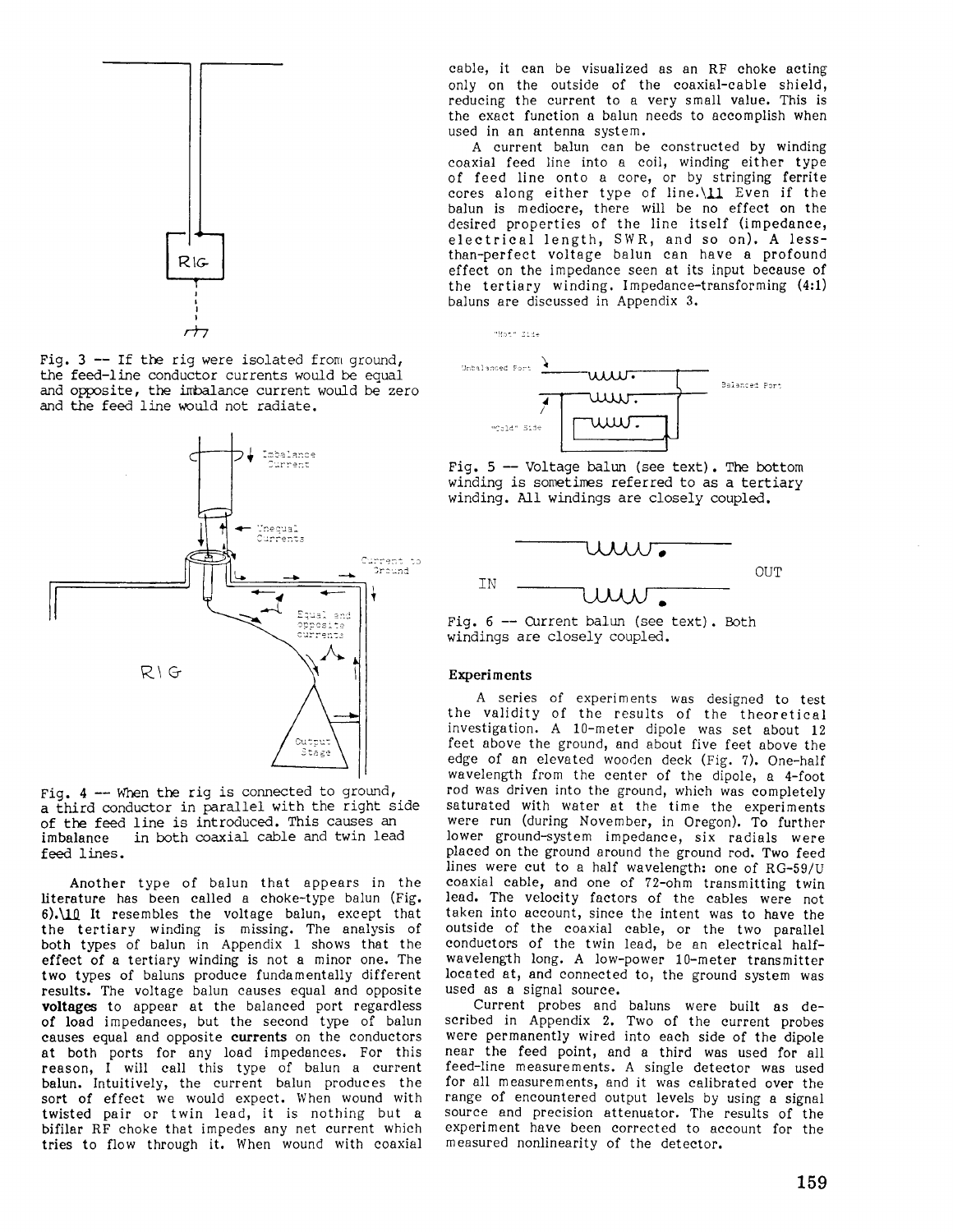Fig. 3 -- If the rig were isolated from ground, the feed-line conductor currents would be equal and opposite, the imbalance current would be zero and the feed line would not radiate.

Fig. 4 -- When the rig is connected to ground, a third conductor in parallel with the right side of the feed line is introduced. This causes an imbalance in both coaxial cable and twin lead feed lines.

Another type of balun that appears in the literature has been called a choke-type balun (Fig. 6).\10 It resembles the voltage balun, except that the tertiary winding is missing. The analysis of both types of balun in Appendix 1 shows that the effect of a tertiary winding is not a minor one. The two types of baluns produce fundamentally different results. The voltage balun causes equal and opposite **voltages** to appear at the balanced port regardless of load impedances, but the second type of balun causes equal and opposite **currents** on the conductors at both ports for any load impedances. For this reason, I will call this type of balun a current balun. Intuitively, the current balun produces the sort of effect we would expect. When wound with twisted pair or twin lead, it is nothing but a bifilar RF choke that impedes any net current which tries to flow through it. When wound with coaxial cable, it can be visualized as an RF choke acting only on the outside of the coaxial-cable shield, reducing the current to a very small value. This is the exact function a balun needs to accomplish when used in an antenna system.

A current balun can be constructed by winding coaxial feed line into a coil, winding either type of feed line onto a core, or by stringing ferrite cores along either type of line.\11 Even if the balun is mediocre, there will be no effect on the desired properties of the line itself (impedance, electrical length, SWR, and so on). A less-than-perfect voltage balun can have a profound effect on the impedance seen at its input because of the tertiary winding. Impedance-transforming (4:1) baluns are discussed in Appendix 3.

Fig. 5 -- Voltage balun (see text). The bottom winding is sometimes referred to as a tertiary winding. All windings are closely coupled.

Fig. 6 -- Current balun (see text). Both windings are closely coupled.

## Experiments

A series of experiments was designed to test the validity of the results of the theoretical investigation. A 10-meter dipole was set about 12 feet above the ground, and about five feet above the edge of an elevated wooden deck (Fig. 7). One-half wavelength from the center of the dipole, a 4-foot rod was driven into the ground, which was completely saturated with water at the time the experiments were run (during November, in Oregon). To further lower ground-system impedance, six radials were placed on the ground around the ground rod. Two feed lines were cut to a half wavelength: one of RG-59/U coaxial cable, and one of 72-ohm transmitting twin lead. The velocity factors of the cables were not taken into account, since the intent was to have the outside of the coaxial cable, or the two parallel conductors of the twin lead, be an electrical half-wavelength long. A low-power 10-meter transmitter located at, and connected to, the ground system was used as a signal source.

Current probes and baluns were built as described in Appendix 2. Two of the current probes were permanently wired into each side of the dipole near the feed point, and a third was used for all feed-line measurements. A single detector was used for all measurements, and it was calibrated over the range of encountered output levels by using a signal source and precision attenuator. The results of the experiment have been corrected to account for the measured nonlinearity of the detector.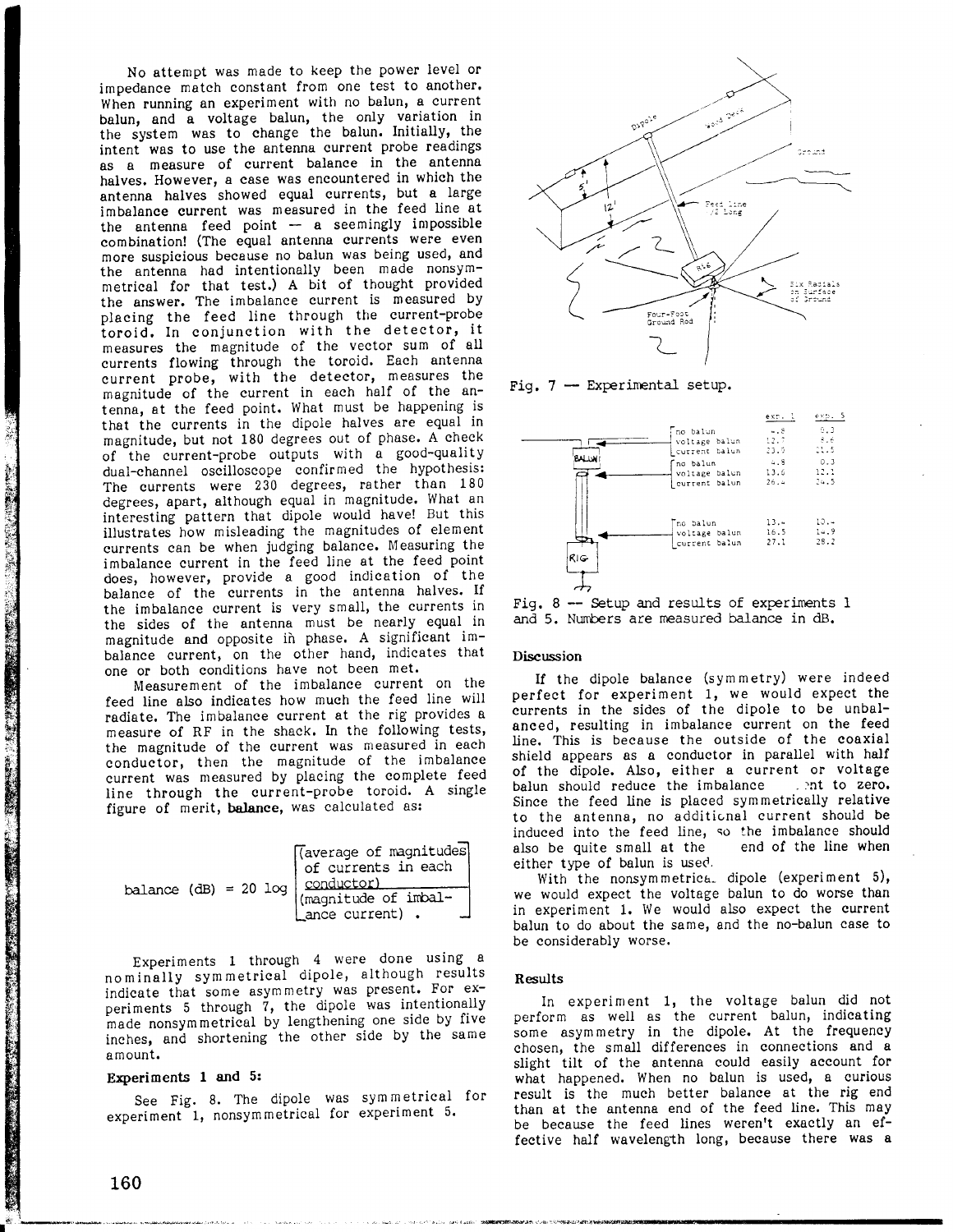No attempt was made to keep the power level or impedance match constant from one test to another. When running an experiment with no balun, a current balun, and a voltage balun, the only variation in the system was to change the balun. Initially, the intent was to use the antenna current probe readings as a measure of current balance in the antenna halves. However, a case was encountered in which the antenna halves showed equal currents, but a large imbalance current was measured in the feed line at the antenna feed point — a seemingly impossible combination! (The equal antenna currents were even more suspicious because no balun was being used, and the antenna had intentionally been made nonsymmetrical for that test.) A bit of thought provided the answer. The imbalance current is measured by placing the feed line through the current-probe toroid. In conjunction with the detector, it measures the magnitude of the vector sum of all currents flowing through the toroid. Each antenna current probe, with the detector, measures the magnitude of the current in each half of the antenna, at the feed point. What must be happening is that the currents in the dipole halves are equal in magnitude, but not 180 degrees out of phase. A check of the current-probe outputs with a good-quality dual-channel oscilloscope confirmed the hypothesis: The currents were 230 degrees, rather than 180 degrees, apart, although equal in magnitude. What an interesting pattern that dipole would have! But this illustrates how misleading the magnitudes of element currents can be when judging balance. Measuring the imbalance current in the feed line at the feed point does, however, provide a good indication of the balance of the currents in the antenna halves. If the imbalance current is very small, the currents in the sides of the antenna must be nearly equal in magnitude and opposite in phase. A significant imbalance current, on the other hand, indicates that one or both conditions have not been met.

Measurement of the imbalance current on the feed line also indicates how much the feed line will radiate. The imbalance current at the rig provides a measure of RF in the shack. In the following tests, the magnitude of the current was measured in each conductor, then the magnitude of the imbalance current was measured by placing the complete feed line through the current-probe toroid. A single figure of merit, **balance**, was calculated as:

$$\text{balance (dB)} = 20 \log \left[ \frac{\text{average of magnitudes of currents in each conductor}}{\text{magnitude of imbalance current}} \right].$$

Experiments 1 through 4 were done using a nominally symmetrical dipole, although results indicate that some asymmetry was present. For experiments 5 through 7, the dipole was intentionally made nonsymmetrical by lengthening one side by five inches, and shortening the other side by the same amount.

### Experiments 1 and 5:

See Fig. 8. The dipole was symmetrical for experiment 1, nonsymmetrical for experiment 5.

Fig. 7 — Experimental setup.

| Location | Configuration | exp. 1 | exp. 5 |
|---|---|---|---|
| Antenna (above balun) | no balun | 4.8 | 0.3 |
| | voltage balun | 12.7 | 8.6 |
| | current balun | 23.9 | 21.5 |
| Antenna end of feed line (below balun) | no balun | 4.8 | 0.3 |
| | voltage balun | 13.6 | 12.1 |
| | current balun | 26.4 | 24.5 |
| Rig end of feed line | no balun | 13.4 | 10.4 |
| | voltage balun | 16.5 | 14.9 |
| | current balun | 27.1 | 28.2 |

Fig. 8 — Setup and results of experiments 1 and 5. Numbers are measured balance in dB.

### Discussion

If the dipole balance (symmetry) were indeed perfect for experiment 1, we would expect the currents in the sides of the dipole to be unbalanced, resulting in imbalance current on the feed line. This is because the outside of the coaxial shield appears as a conductor in parallel with half of the dipole. Also, either a current or voltage balun should reduce the imbalance current to zero. Since the feed line is placed symmetrically relative to the antenna, no additional current should be induced into the feed line, so the imbalance should also be quite small at the end of the line when either type of balun is used.

With the nonsymmetrical dipole (experiment 5), we would expect the voltage balun to do worse than in experiment 1. We would also expect the current balun to do about the same, and the no-balun case to be considerably worse.

### Results

In experiment 1, the voltage balun did not perform as well as the current balun, indicating some asymmetry in the dipole. At the frequency chosen, the small differences in connections and a slight tilt of the antenna could easily account for what happened. When no balun is used, a curious result is the much better balance at the rig end than at the antenna end of the feed line. This may be because the feed lines weren't exactly an effective half wavelength long, because there was a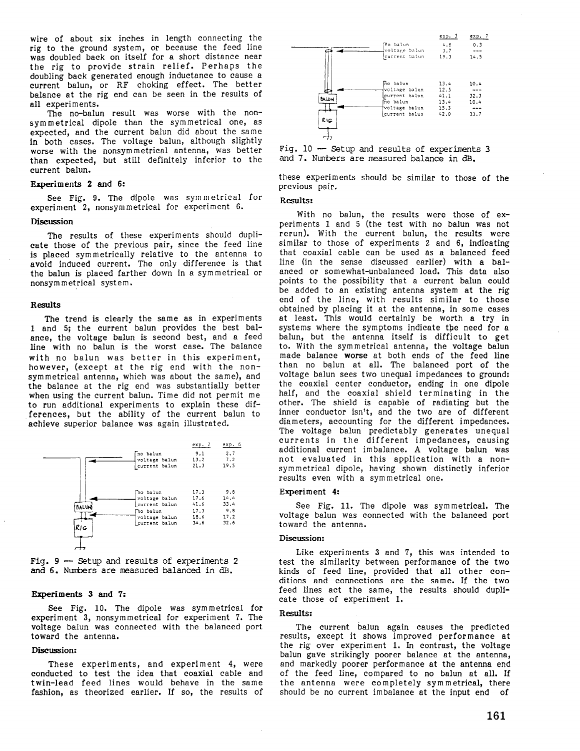wire of about six inches in length connecting the rig to the ground system, or because the feed line was doubled back on itself for a short distance near the rig to provide strain relief. Perhaps the doubling back generated enough inductance to cause a current balun, or RF choking effect. The better balance at the rig end can be seen in the results of all experiments.

The no-balun result was worse with the nonsymmetrical dipole than the symmetrical one, as expected, and the current balun did about the same in both cases. The voltage balun, although slightly worse with the nonsymmetrical antenna, was better than expected, but still definitely inferior to the current balun.

**Experiments 2 and 6:**

See Fig. 9. The dipole was symmetrical for experiment 2, nonsymmetrical for experiment 6.

**Discussion**

The results of these experiments should duplicate those of the previous pair, since the feed line is placed symmetrically relative to the antenna to avoid induced current. The only difference is that the balun is placed farther down in a symmetrical or nonsymmetrical system.

**Results**

The trend is clearly the same as in experiments 1 and 5; the current balun provides the best balance, the voltage balun is second best, and a feed line with no balun is the worst case. The balance with no balun was better in this experiment, however, (except at the rig end with the nonsymmetrical antenna, which was about the same), and the balance at the rig end was substantially better when using the current balun. Time did not permit me to run additional experiments to explain these differences, but the ability of the current balun to achieve superior balance was again illustrated.

| | | exp. 2 | exp. 6 |
|---|---|---|---|
| Antenna end | no balun | 9.1 | 2.7 |
| | voltage balun | 13.2 | 7.2 |
| | current balun | 21.3 | 19.5 |
| | no balun | 17.3 | 9.8 |
| | voltage balun | 17.6 | 14.4 |
| | current balun | 41.6 | 33.4 |
| | no balun | 17.3 | 9.8 |
| | voltage balun | 18.6 | 17.2 |
| | current balun | 34.6 | 32.6 |

Fig. 9 — Setup and results of experiments 2 and 6. Numbers are measured balanced in dB.

**Experiments 3 and 7:**

See Fig. 10. The dipole was symmetrical for experiment 3, nonsymmetrical for experiment 7. The voltage balun was connected with the balanced port toward the antenna.

**Discussion:**

These experiments, and experiment 4, were conducted to test the idea that coaxial cable and twin-lead feed lines would behave in the same fashion, as theorized earlier. If so, the results of these experiments should be similar to those of the previous pair.

| | | exp. 3 | exp. 7 |
|---|---|---|---|
| Antenna end | no balun | 4.8 | 0.3 |
| | voltage balun | 3.7 | --- |
| | current balun | 19.3 | 14.5 |
| | no balun | 13.4 | 10.4 |
| | voltage balun | 12.5 | --- |
| | current balun | 41.1 | 32.3 |
| | no balun | 13.4 | 10.4 |
| | voltage balun | 15.3 | --- |
| | current balun | 42.0 | 33.7 |

Fig. 10 — Setup and results of experiments 3 and 7. Numbers are measured balance in dB.

**Results:**

With no balun, the results were those of experiments 1 and 5 (the test with no balun was not rerun). With the current balun, the results were similar to those of experiments 2 and 6, indicating that coaxial cable can be used as a balanced feed line (in the sense discussed earlier) with a balanced or somewhat-unbalanced load. This data also points to the possibility that a current balun could be added to an existing antenna system at the rig end of the line, with results similar to those obtained by placing it at the antenna, in some cases at least. This would certainly be worth a try in systems where the symptoms indicate the need for a balun, but the antenna itself is difficult to get to. With the symmetrical antenna, the voltage balun made balance **worse** at both ends of the feed line than no balun at all. The balanced port of the voltage balun sees two unequal impedances to ground: the coaxial center conductor, ending in one dipole half, and the coaxial shield terminating in the other. The shield is capable of radiating but the inner conductor isn't, and the two are of different diameters, accounting for the different impedances. The voltage balun predictably generates unequal currents in the different impedances, causing additional current imbalance. A voltage balun was not evaluated in this application with a nonsymmetrical dipole, having shown distinctly inferior results even with a symmetrical one.

**Experiment 4:**

See Fig. 11. The dipole was symmetrical. The voltage balun was connected with the balanced port toward the antenna.

**Discussion:**

Like experiments 3 and 7, this was intended to test the similarity between performance of the two kinds of feed line, provided that all other conditions and connections are the same. If the two feed lines act the same, the results should duplicate those of experiment 1.

**Results:**

The current balun again causes the predicted results, except it shows improved performance at the rig over experiment 1. In contrast, the voltage balun gave strikingly poorer balance at the antenna, and markedly poorer performance at the antenna end of the feed line, compared to no balun at all. If the antenna were completely symmetrical, there should be no current imbalance at the input end of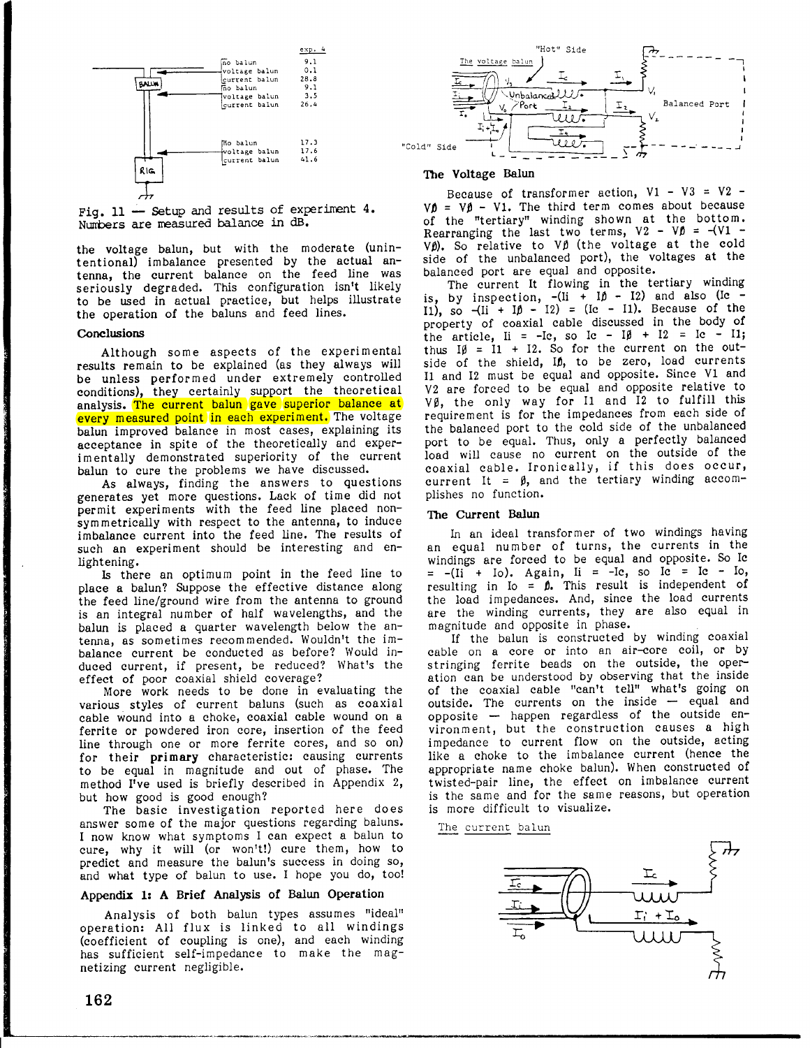| | exp. 4 |
|---|---|
| no balun | 9.1 |
| voltage balun | 0.1 |
| current balun | 28.8 |
| no balun | 9.1 |
| voltage balun | 3.5 |
| current balun | 26.4 |
| no balun | 17.3 |
| voltage balun | 17.6 |
| current balun | 41.6 |

Fig. 11 — Setup and results of experiment 4. Numbers are measured balance in dB.

the voltage balun, but with the moderate (unintentional) imbalance presented by the actual antenna, the current balance on the feed line was seriously degraded. This configuration isn't likely to be used in actual practice, but helps illustrate the operation of the baluns and feed lines.

## Conclusions

Although some aspects of the experimental results remain to be explained (as they always will be unless performed under extremely controlled conditions), they certainly support the theoretical analysis. The current balun gave superior balance at every measured point in each experiment. The voltage balun improved balance in most cases, explaining its acceptance in spite of the theoretically and experimentally demonstrated superiority of the current balun to cure the problems we have discussed.

As always, finding the answers to questions generates yet more questions. Lack of time did not permit experiments with the feed line placed non-symmetrically with respect to the antenna, to induce imbalance current into the feed line. The results of such an experiment should be interesting and enlightening.

Is there an optimum point in the feed line to place a balun? Suppose the effective distance along the feed line/ground wire from the antenna to ground is an integral number of half wavelengths, and the balun is placed a quarter wavelength below the antenna, as sometimes recommended. Wouldn't the imbalance current be conducted as before? Would induced current, if present, be reduced? What's the effect of poor coaxial shield coverage?

More work needs to be done in evaluating the various styles of current baluns (such as coaxial cable wound into a choke, coaxial cable wound on a ferrite or powdered iron core, insertion of the feed line through one or more ferrite cores, and so on) for their **primary** characteristic: causing currents to be equal in magnitude and out of phase. The method I've used is briefly described in Appendix 2, but how good is good enough?

The basic investigation reported here does answer some of the major questions regarding baluns. I now know what symptoms I can expect a balun to cure, why it will (or won't!) cure them, how to predict and measure the balun's success in doing so, and what type of balun to use. I hope you do, too!

## Appendix 1: A Brief Analysis of Balun Operation

Analysis of both balun types assumes "ideal" operation: All flux is linked to all windings (coefficient of coupling is one), and each winding has sufficient self-impedance to make the magnetizing current negligible.

The voltage balun — "Hot" Side, "Cold" Side, Unbalanced Port, Balanced Port ($I_c$, $I_i$, $I_o$, $I_1$, $I_2$, $I_t$, $V_1$, $V_2$, $V_3$, $V_\emptyset$)

## The Voltage Balun

Because of transformer action, $V1 - V3 = V2 - V\emptyset = V\emptyset - V1$. The third term comes about because of the "tertiary" winding shown at the bottom. Rearranging the last two terms, $V2 - V\emptyset = -(V1 - V\emptyset)$. So relative to $V\emptyset$ (the voltage at the cold side of the unbalanced port), the voltages at the balanced port are equal and opposite.

The current It flowing in the tertiary winding is, by inspection, $-(Ii + I\emptyset - I2)$ and also $(Ic - I1)$, so $-(Ii + I\emptyset - I2) = (Ic - I1)$. Because of the property of coaxial cable discussed in the body of the article, $Ii = -Ic$, so $Ic - I\emptyset + I2 = Ic - I1$; thus $I\emptyset = I1 + I2$. So for the current on the outside of the shield, $I\emptyset$, to be zero, load currents I1 and I2 must be equal and opposite. Since V1 and V2 are forced to be equal and opposite relative to $V\emptyset$, the only way for I1 and I2 to fulfill this requirement is for the impedances from each side of the balanced port to the cold side of the unbalanced port to be equal. Thus, only a perfectly balanced load will cause no current on the outside of the coaxial cable. Ironically, if this does occur, current $It = \emptyset$, and the tertiary winding accomplishes no function.

## The Current Balun

In an ideal transformer of two windings having an equal number of turns, the currents in the windings are forced to be equal and opposite. So $Ic = -(Ii + Io)$. Again, $Ii = -Ic$, so $Ic = Ic - Io$, resulting in $Io = \emptyset$. This result is independent of the load impedances. And, since the load currents are the winding currents, they are also equal in magnitude and opposite in phase.

If the balun is constructed by winding coaxial cable on a core or into an air-core coil, or by stringing ferrite beads on the outside, the operation can be understood by observing that the inside of the coaxial cable "can't tell" what's going on outside. The currents on the inside — equal and opposite — happen regardless of the outside environment, but the construction causes a high impedance to current flow on the outside, acting like a choke to the imbalance current (hence the appropriate name choke balun). When constructed of twisted-pair line, the effect on imbalance current is the same and for the same reasons, but operation is more difficult to visualize.

The current balun — $I_c$, $I_i$, $I_o$, $I_i + I_o$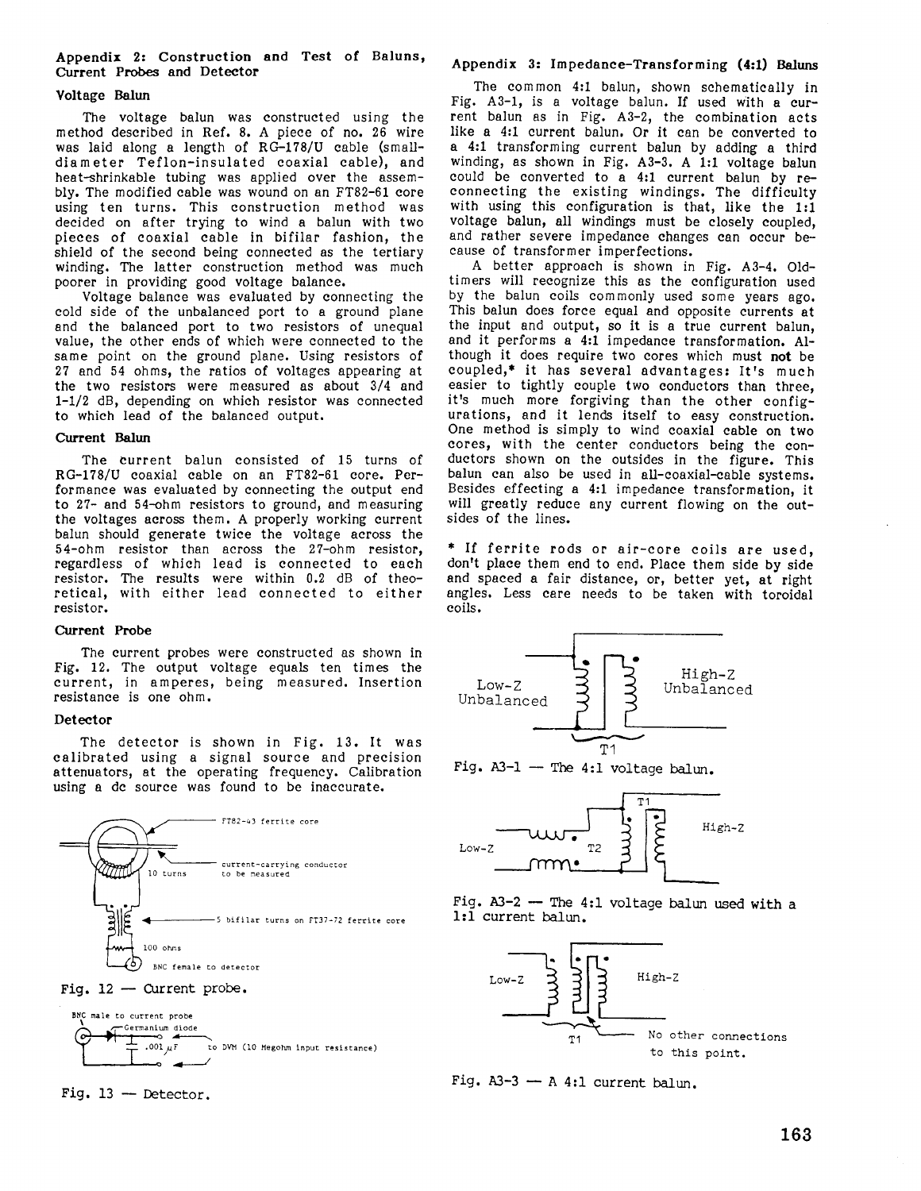## Appendix 2: Construction and Test of Baluns, Current Probes and Detector

### Voltage Balun

The voltage balun was constructed using the method described in Ref. 8. A piece of no. 26 wire was laid along a length of RG-178/U cable (small-diameter Teflon-insulated coaxial cable), and heat-shrinkable tubing was applied over the assembly. The modified cable was wound on an FT82-61 core using ten turns. This construction method was decided on after trying to wind a balun with two pieces of coaxial cable in bifilar fashion, the shield of the second being connected as the tertiary winding. The latter construction method was much poorer in providing good voltage balance.

Voltage balance was evaluated by connecting the cold side of the unbalanced port to a ground plane and the balanced port to two resistors of unequal value, the other ends of which were connected to the same point on the ground plane. Using resistors of 27 and 54 ohms, the ratios of voltages appearing at the two resistors were measured as about 3/4 and 1-1/2 dB, depending on which resistor was connected to which lead of the balanced output.

### Current Balun

The current balun consisted of 15 turns of RG-178/U coaxial cable on an FT82-61 core. Performance was evaluated by connecting the output end to 27- and 54-ohm resistors to ground, and measuring the voltages across them. A properly working current balun should generate twice the voltage across the 54-ohm resistor than across the 27-ohm resistor, regardless of which lead is connected to each resistor. The results were within 0.2 dB of theoretical, with either lead connected to either resistor.

### Current Probe

The current probes were constructed as shown in Fig. 12. The output voltage equals ten times the current, in amperes, being measured. Insertion resistance is one ohm.

### Detector

The detector is shown in Fig. 13. It was calibrated using a signal source and precision attenuators, at the operating frequency. Calibration using a dc source was found to be inaccurate.

FT82-43 ferrite core

current-carrying conductor to be measured

10 turns

5 bifilar turns on FT37-72 ferrite core

100 ohms

BNC female to detector

Fig. 12 — Current probe.

BNC male to current probe

Germanium diode

.001 µF

to DVM (10 Megohm input resistance)

Fig. 13 — Detector.

## Appendix 3: Impedance-Transforming (4:1) Baluns

The common 4:1 balun, shown schematically in Fig. A3-1, is a voltage balun. If used with a current balun as in Fig. A3-2, the combination acts like a 4:1 current balun. Or it can be converted to a 4:1 transforming current balun by adding a third winding, as shown in Fig. A3-3. A 1:1 voltage balun could be converted to a 4:1 current balun by reconnecting the existing windings. The difficulty with using this configuration is that, like the 1:1 voltage balun, all windings must be closely coupled, and rather severe impedance changes can occur because of transformer imperfections.

A better approach is shown in Fig. A3-4. Old-timers will recognize this as the configuration used by the balun coils commonly used some years ago. This balun does force equal and opposite currents at the input and output, so it is a true current balun, and it performs a 4:1 impedance transformation. Although it does require two cores which must **not** be coupled,* it has several advantages: It's much easier to tightly couple two conductors than three, it's much more forgiving than the other configurations, and it lends itself to easy construction. One method is simply to wind coaxial cable on two cores, with the center conductors being the conductors shown on the outsides in the figure. This balun can also be used in all-coaxial-cable systems. Besides effecting a 4:1 impedance transformation, it will greatly reduce any current flowing on the outsides of the lines.

\* If ferrite rods or air-core coils are used, don't place them end to end. Place them side by side and spaced a fair distance, or, better yet, at right angles. Less care needs to be taken with toroidal coils.

Low-Z Unbalanced

High-Z Unbalanced

T1

Fig. A3-1 — The 4:1 voltage balun.

Low-Z

T2

T1

High-Z

Fig. A3-2 — The 4:1 voltage balun used with a 1:1 current balun.

Low-Z

High-Z

T1

No other connections to this point.

Fig. A3-3 — A 4:1 current balun.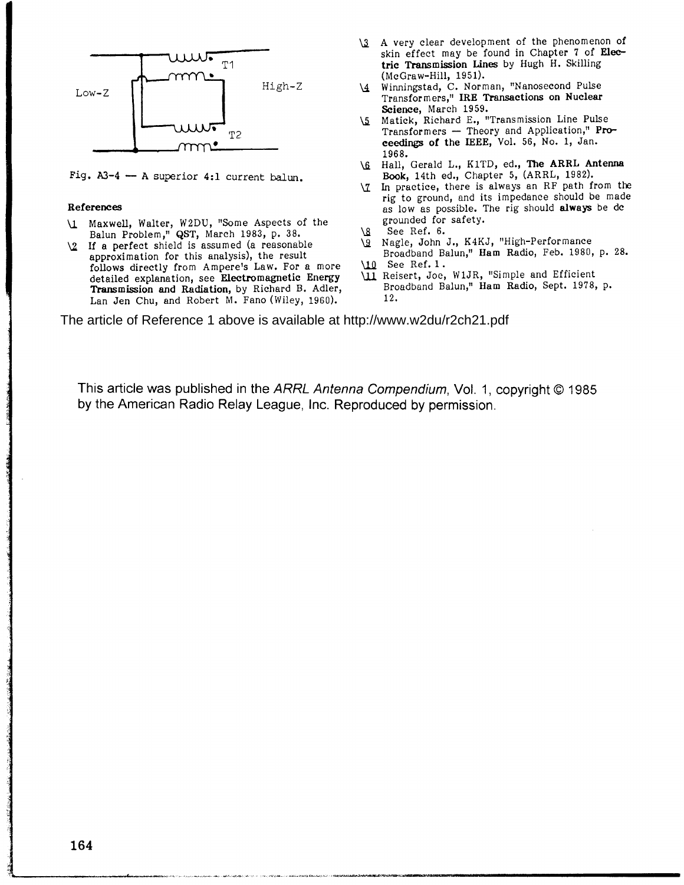Low-Z

T1

High-Z

T2

Fig. A3-4 — A superior 4:1 current balun.

**References**

\1 Maxwell, Walter, W2DU, "Some Aspects of the Balun Problem," **QST**, March 1983, p. 38.

\2 If a perfect shield is assumed (a reasonable approximation for this analysis), the result follows directly from Ampere's Law. For a more detailed explanation, see **Electromagnetic Energy Transmission and Radiation,** by Richard B. Adler, Lan Jen Chu, and Robert M. Fano (Wiley, 1960).

\3 A very clear development of the phenomenon of skin effect may be found in Chapter 7 of **Electric Transmission Lines** by Hugh H. Skilling (McGraw-Hill, 1951).

\4 Winningstad, C. Norman, "Nanosecond Pulse Transformers," **IRE Transactions on Nuclear Science,** March 1959.

\5 Matick, Richard E., "Transmission Line Pulse Transformers — Theory and Application," **Proceedings of the IEEE,** Vol. 56, No. 1, Jan. 1968.

\6 Hall, Gerald L., K1TD, ed., **The ARRL Antenna Book,** 14th ed., Chapter 5, (ARRL, 1982).

\7 In practice, there is always an RF path from the rig to ground, and its impedance should be made as low as possible. The rig should **always** be dc grounded for safety.

\8 See Ref. 6.

\9 Nagle, John J., K4KJ, "High-Performance Broadband Balun," **Ham Radio**, Feb. 1980, p. 28.

\10 See Ref. 1.

\11 Reisert, Joe, W1JR, "Simple and Efficient Broadband Balun," **Ham Radio**, Sept. 1978, p. 12.

The article of Reference 1 above is available at http://www.w2du/r2ch21.pdf

This article was published in the *ARRL Antenna Compendium*, Vol. 1, copyright © 1985 by the American Radio Relay League, Inc. Reproduced by permission.